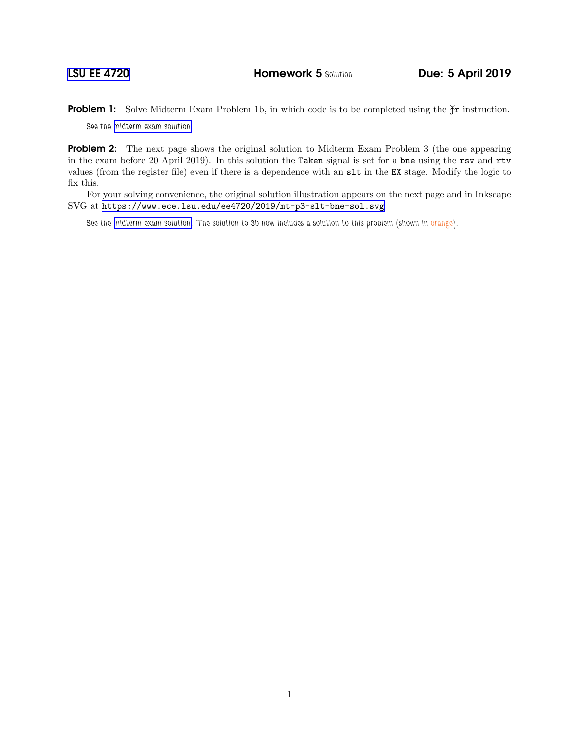# LSU EE 4720 — Homework 5 Solution — Due: 5 April 2019

**Problem 1:** Solve Midterm Exam Problem 1b, in which code is to be completed using the ~~jr~~ instruction.

*See the midterm exam solution.*

**Problem 2:** The next page shows the original solution to Midterm Exam Problem 3 (the one appearing in the exam before 20 April 2019). In this solution the `Taken` signal is set for a `bne` using the `rsv` and `rtv` values (from the register file) even if there is a dependence with an `slt` in the `EX` stage. Modify the logic to fix this.

For your solving convenience, the original solution illustration appears on the next page and in Inkscape SVG at `https://www.ece.lsu.edu/ee4720/2019/mt-p3-slt-bne-sol.svg`

*See the midterm exam solution. The solution to 3b now includes a solution to this problem (shown in orange).*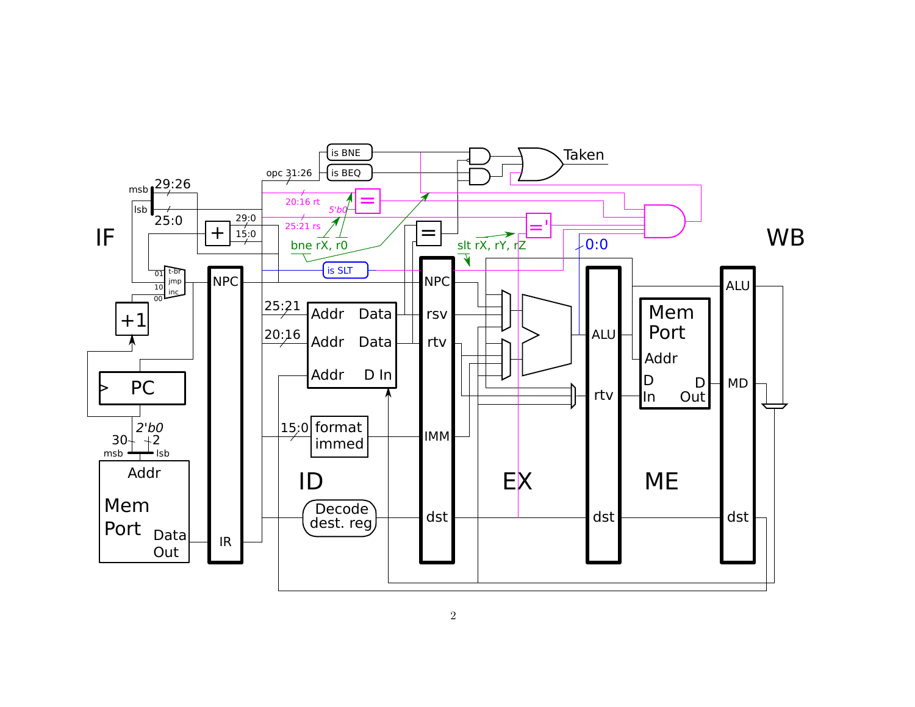is BNE
is BEQ
Taken
opc 31:26
msb
29:26
lsb
25:0
20:16 rt
5'b0
25:21 rs
29:0
15:0
bne rX, r0
slt rX, rY, rZ
0:0
IF
WB
is SLT
01 t-br
10 jmp
00 inc
NPC
NPC
+1
25:21
20:16
Addr
Data
Addr
Data
Addr
D In
rsv
rtv
ALU
rtv
Mem
Port
Addr
D
In
D
Out
ALU
MD
PC
2'b0
30
2
msb
lsb
Addr
Mem
Port
Data
Out
IR
15:0
format
immed
IMM
ID
EX
ME
Decode
dest. reg
dst
dst
dst